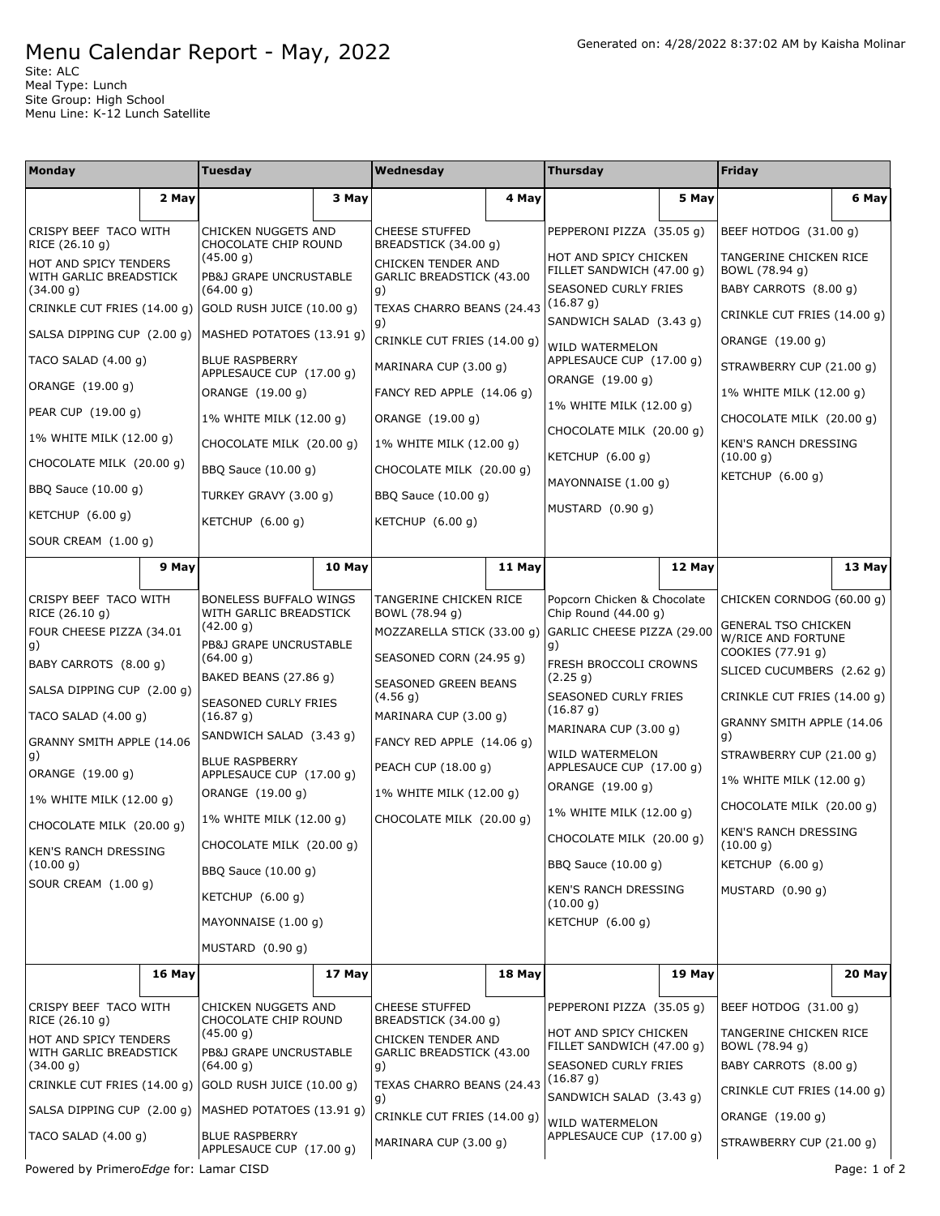# Menu Calendar Report - May, 2022

Generated on: 4/28/2022 8:37:02 AM by Kaisha Molinar

Site: ALC
Meal Type: Lunch
Site Group: High School
Menu Line: K-12 Lunch Satellite

| Monday | Tuesday | Wednesday | Thursday | Friday |
|---|---|---|---|---|
| **2 May** | **3 May** | **4 May** | **5 May** | **6 May** |
| CRISPY BEEF TACO WITH RICE (26.10 g)<br>HOT AND SPICY TENDERS WITH GARLIC BREADSTICK (34.00 g)<br>CRINKLE CUT FRIES (14.00 g)<br>SALSA DIPPING CUP (2.00 g)<br>TACO SALAD (4.00 g)<br>ORANGE (19.00 g)<br>PEAR CUP (19.00 g)<br>1% WHITE MILK (12.00 g)<br>CHOCOLATE MILK (20.00 g)<br>BBQ Sauce (10.00 g)<br>KETCHUP (6.00 g)<br>SOUR CREAM (1.00 g) | CHICKEN NUGGETS AND CHOCOLATE CHIP ROUND (45.00 g)<br>PB&J GRAPE UNCRUSTABLE (64.00 g)<br>GOLD RUSH JUICE (10.00 g)<br>MASHED POTATOES (13.91 g)<br>BLUE RASPBERRY APPLESAUCE CUP (17.00 g)<br>ORANGE (19.00 g)<br>1% WHITE MILK (12.00 g)<br>CHOCOLATE MILK (20.00 g)<br>BBQ Sauce (10.00 g)<br>TURKEY GRAVY (3.00 g)<br>KETCHUP (6.00 g) | CHEESE STUFFED BREADSTICK (34.00 g)<br>CHICKEN TENDER AND GARLIC BREADSTICK (43.00 g)<br>TEXAS CHARRO BEANS (24.43 g)<br>CRINKLE CUT FRIES (14.00 g)<br>MARINARA CUP (3.00 g)<br>FANCY RED APPLE (14.06 g)<br>ORANGE (19.00 g)<br>1% WHITE MILK (12.00 g)<br>CHOCOLATE MILK (20.00 g)<br>BBQ Sauce (10.00 g)<br>KETCHUP (6.00 g) | PEPPERONI PIZZA (35.05 g)<br>HOT AND SPICY CHICKEN FILLET SANDWICH (47.00 g)<br>SEASONED CURLY FRIES (16.87 g)<br>SANDWICH SALAD (3.43 g)<br>WILD WATERMELON APPLESAUCE CUP (17.00 g)<br>ORANGE (19.00 g)<br>1% WHITE MILK (12.00 g)<br>CHOCOLATE MILK (20.00 g)<br>KETCHUP (6.00 g)<br>MAYONNAISE (1.00 g)<br>MUSTARD (0.90 g) | BEEF HOTDOG (31.00 g)<br>TANGERINE CHICKEN RICE BOWL (78.94 g)<br>BABY CARROTS (8.00 g)<br>CRINKLE CUT FRIES (14.00 g)<br>ORANGE (19.00 g)<br>STRAWBERRY CUP (21.00 g)<br>1% WHITE MILK (12.00 g)<br>CHOCOLATE MILK (20.00 g)<br>KEN'S RANCH DRESSING (10.00 g)<br>KETCHUP (6.00 g) |
| **9 May** | **10 May** | **11 May** | **12 May** | **13 May** |
| CRISPY BEEF TACO WITH RICE (26.10 g)<br>FOUR CHEESE PIZZA (34.01 g)<br>BABY CARROTS (8.00 g)<br>SALSA DIPPING CUP (2.00 g)<br>TACO SALAD (4.00 g)<br>GRANNY SMITH APPLE (14.06 g)<br>ORANGE (19.00 g)<br>1% WHITE MILK (12.00 g)<br>CHOCOLATE MILK (20.00 g)<br>KEN'S RANCH DRESSING (10.00 g)<br>SOUR CREAM (1.00 g) | BONELESS BUFFALO WINGS WITH GARLIC BREADSTICK (42.00 g)<br>PB&J GRAPE UNCRUSTABLE (64.00 g)<br>BAKED BEANS (27.86 g)<br>SEASONED CURLY FRIES (16.87 g)<br>SANDWICH SALAD (3.43 g)<br>BLUE RASPBERRY APPLESAUCE CUP (17.00 g)<br>ORANGE (19.00 g)<br>1% WHITE MILK (12.00 g)<br>CHOCOLATE MILK (20.00 g)<br>BBQ Sauce (10.00 g)<br>KETCHUP (6.00 g)<br>MAYONNAISE (1.00 g)<br>MUSTARD (0.90 g) | TANGERINE CHICKEN RICE BOWL (78.94 g)<br>MOZZARELLA STICK (33.00 g)<br>SEASONED CORN (24.95 g)<br>SEASONED GREEN BEANS (4.56 g)<br>MARINARA CUP (3.00 g)<br>FANCY RED APPLE (14.06 g)<br>PEACH CUP (18.00 g)<br>1% WHITE MILK (12.00 g)<br>CHOCOLATE MILK (20.00 g) | Popcorn Chicken & Chocolate Chip Round (44.00 g)<br>GARLIC CHEESE PIZZA (29.00 g)<br>FRESH BROCCOLI CROWNS (2.25 g)<br>SEASONED CURLY FRIES (16.87 g)<br>MARINARA CUP (3.00 g)<br>WILD WATERMELON APPLESAUCE CUP (17.00 g)<br>ORANGE (19.00 g)<br>1% WHITE MILK (12.00 g)<br>CHOCOLATE MILK (20.00 g)<br>BBQ Sauce (10.00 g)<br>KEN'S RANCH DRESSING (10.00 g)<br>KETCHUP (6.00 g) | CHICKEN CORNDOG (60.00 g)<br>GENERAL TSO CHICKEN W/RICE AND FORTUNE COOKIES (77.91 g)<br>SLICED CUCUMBERS (2.62 g)<br>CRINKLE CUT FRIES (14.00 g)<br>GRANNY SMITH APPLE (14.06 g)<br>STRAWBERRY CUP (21.00 g)<br>1% WHITE MILK (12.00 g)<br>CHOCOLATE MILK (20.00 g)<br>KEN'S RANCH DRESSING (10.00 g)<br>KETCHUP (6.00 g)<br>MUSTARD (0.90 g) |
| **16 May** | **17 May** | **18 May** | **19 May** | **20 May** |
| CRISPY BEEF TACO WITH RICE (26.10 g)<br>HOT AND SPICY TENDERS WITH GARLIC BREADSTICK (34.00 g)<br>CRINKLE CUT FRIES (14.00 g)<br>SALSA DIPPING CUP (2.00 g)<br>TACO SALAD (4.00 g) | CHICKEN NUGGETS AND CHOCOLATE CHIP ROUND (45.00 g)<br>PB&J GRAPE UNCRUSTABLE (64.00 g)<br>GOLD RUSH JUICE (10.00 g)<br>MASHED POTATOES (13.91 g)<br>BLUE RASPBERRY APPLESAUCE CUP (17.00 g) | CHEESE STUFFED BREADSTICK (34.00 g)<br>CHICKEN TENDER AND GARLIC BREADSTICK (43.00 g)<br>TEXAS CHARRO BEANS (24.43 g)<br>CRINKLE CUT FRIES (14.00 g)<br>MARINARA CUP (3.00 g) | PEPPERONI PIZZA (35.05 g)<br>HOT AND SPICY CHICKEN FILLET SANDWICH (47.00 g)<br>SEASONED CURLY FRIES (16.87 g)<br>SANDWICH SALAD (3.43 g)<br>WILD WATERMELON APPLESAUCE CUP (17.00 g) | BEEF HOTDOG (31.00 g)<br>TANGERINE CHICKEN RICE BOWL (78.94 g)<br>BABY CARROTS (8.00 g)<br>CRINKLE CUT FRIES (14.00 g)<br>ORANGE (19.00 g)<br>STRAWBERRY CUP (21.00 g) |

Powered by Primero*Edge* for: Lamar CISD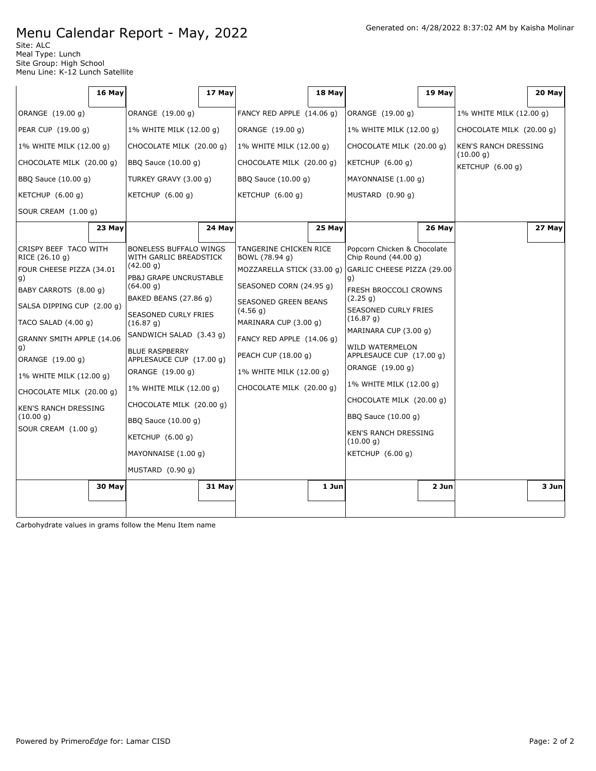# Menu Calendar Report - May, 2022

Generated on: 4/28/2022 8:37:02 AM by Kaisha Molinar

Site: ALC
Meal Type: Lunch
Site Group: High School
Menu Line: K-12 Lunch Satellite

| 16 May | 17 May | 18 May | 19 May | 20 May |
|---|---|---|---|---|
| ORANGE (19.00 g)<br>PEAR CUP (19.00 g)<br>1% WHITE MILK (12.00 g)<br>CHOCOLATE MILK (20.00 g)<br>BBQ Sauce (10.00 g)<br>KETCHUP (6.00 g)<br>SOUR CREAM (1.00 g) | ORANGE (19.00 g)<br>1% WHITE MILK (12.00 g)<br>CHOCOLATE MILK (20.00 g)<br>BBQ Sauce (10.00 g)<br>TURKEY GRAVY (3.00 g)<br>KETCHUP (6.00 g) | FANCY RED APPLE (14.06 g)<br>ORANGE (19.00 g)<br>1% WHITE MILK (12.00 g)<br>CHOCOLATE MILK (20.00 g)<br>BBQ Sauce (10.00 g)<br>KETCHUP (6.00 g) | ORANGE (19.00 g)<br>1% WHITE MILK (12.00 g)<br>CHOCOLATE MILK (20.00 g)<br>KETCHUP (6.00 g)<br>MAYONNAISE (1.00 g)<br>MUSTARD (0.90 g) | 1% WHITE MILK (12.00 g)<br>CHOCOLATE MILK (20.00 g)<br>KEN'S RANCH DRESSING (10.00 g)<br>KETCHUP (6.00 g) |
| **23 May** | **24 May** | **25 May** | **26 May** | **27 May** |
| CRISPY BEEF TACO WITH RICE (26.10 g)<br>FOUR CHEESE PIZZA (34.01 g)<br>BABY CARROTS (8.00 g)<br>SALSA DIPPING CUP (2.00 g)<br>TACO SALAD (4.00 g)<br>GRANNY SMITH APPLE (14.06 g)<br>ORANGE (19.00 g)<br>1% WHITE MILK (12.00 g)<br>CHOCOLATE MILK (20.00 g)<br>KEN'S RANCH DRESSING (10.00 g)<br>SOUR CREAM (1.00 g) | BONELESS BUFFALO WINGS WITH GARLIC BREADSTICK (42.00 g)<br>PB&J GRAPE UNCRUSTABLE (64.00 g)<br>BAKED BEANS (27.86 g)<br>SEASONED CURLY FRIES (16.87 g)<br>SANDWICH SALAD (3.43 g)<br>BLUE RASPBERRY APPLESAUCE CUP (17.00 g)<br>ORANGE (19.00 g)<br>1% WHITE MILK (12.00 g)<br>CHOCOLATE MILK (20.00 g)<br>BBQ Sauce (10.00 g)<br>KETCHUP (6.00 g)<br>MAYONNAISE (1.00 g)<br>MUSTARD (0.90 g) | TANGERINE CHICKEN RICE BOWL (78.94 g)<br>MOZZARELLA STICK (33.00 g)<br>SEASONED CORN (24.95 g)<br>SEASONED GREEN BEANS (4.56 g)<br>MARINARA CUP (3.00 g)<br>FANCY RED APPLE (14.06 g)<br>PEACH CUP (18.00 g)<br>1% WHITE MILK (12.00 g)<br>CHOCOLATE MILK (20.00 g) | Popcorn Chicken & Chocolate Chip Round (44.00 g)<br>GARLIC CHEESE PIZZA (29.00 g)<br>FRESH BROCCOLI CROWNS (2.25 g)<br>SEASONED CURLY FRIES (16.87 g)<br>MARINARA CUP (3.00 g)<br>WILD WATERMELON APPLESAUCE CUP (17.00 g)<br>ORANGE (19.00 g)<br>1% WHITE MILK (12.00 g)<br>CHOCOLATE MILK (20.00 g)<br>BBQ Sauce (10.00 g)<br>KEN'S RANCH DRESSING (10.00 g)<br>KETCHUP (6.00 g) | |
| **30 May** | **31 May** | **1 Jun** | **2 Jun** | **3 Jun** |
| | | | | |

Carbohydrate values in grams follow the Menu Item name

Powered by Primero*Edge* for: Lamar CISD